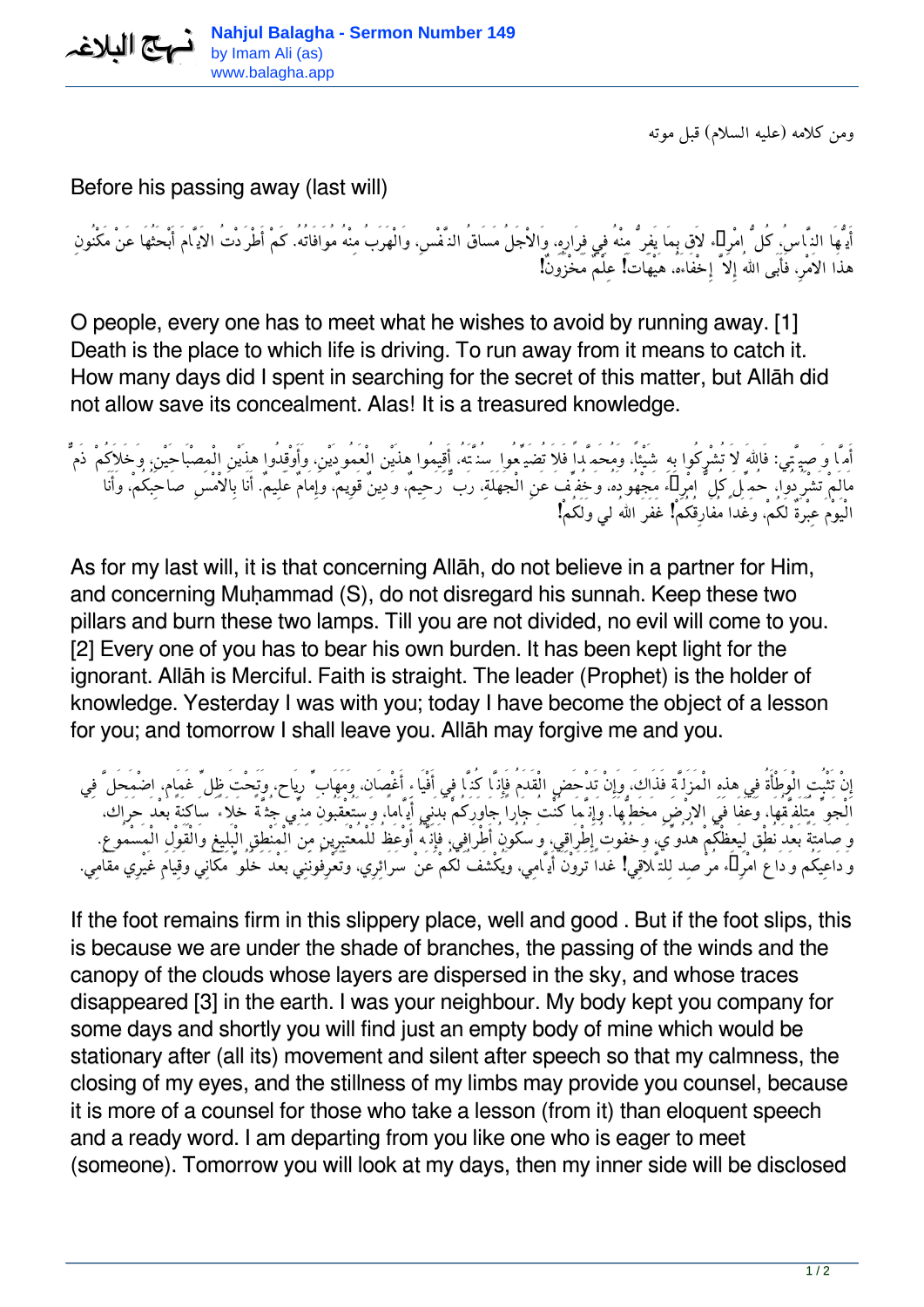ومن كلامه (عليه السلام) قبل موته

Before his passing away (last will)

أَيُّهَا النَّاسُ، كُلُّ امْرِىء لاَق بِمَا يَفِرُّ مِنْهُ فِي فِرَارِهِ، وَالْأَجَلُ مَسَاقُ النَّفْسِ، وَالْهَرَبُ مِنْهُ مُوَافَاتُهُ. كَمْ أَطْرَدْتُ الْأَيَّامَ أَبْحَثُهَا عَنْ مَكْنُونِ هذَا الْأَمْرِ، فَأَبَى اللهُ إِلاَّ إِخْفَاءَهُ. هَيْهَاتَ! عِلْمٌ مَخْزُونٌ!

O people, every one has to meet what he wishes to avoid by running away. [1] Death is the place to which life is driving. To run away from it means to catch it. How many days did I spent in searching for the secret of this matter, but Allāh did not allow save its concealment. Alas! It is a treasured knowledge.

أَمَّا وَصِيَّتِي: فَاللهَ لاَ تُشْرِكُوا بِهِ شَيْئاً، وَمُحَمَّداً فَلاَ تُضَيِّعُوا سُنَّتَهُ، أَقِيمُوا هذَيْنِ الْعَمُودَيْنِ، وَأَوْقِدُوا هذَيْنِ الْمِصْبَاحَيْنِ، وَخَلاَكُمْ ذَمٌّ مَالَمْ تَشْرُدُوا. حُمِّلَ كُلُّ امْرِىء مَجْهُودَهُ، وَخُفِّفَ عَنِ الْجَهَلَةِ. رَبٌّ رَحِيمٌ، وَدِينٌ قَوِيمٌ، وَإِمَامٌ عَلِيمٌ. أَنَا بِالْأَمْسِ صَاحِبُكُمْ، وَأَنَا الْيَوْمَ عِبْرَةٌ لَكُمْ، وَغَداً مُفَارِقُكُمْ! غَفَرَ اللهُ لِي وَلَكُمْ!

As for my last will, it is that concerning Allāh, do not believe in a partner for Him, and concerning Muḥammad (S), do not disregard his sunnah. Keep these two pillars and burn these two lamps. Till you are not divided, no evil will come to you. [2] Every one of you has to bear his own burden. It has been kept light for the ignorant. Allāh is Merciful. Faith is straight. The leader (Prophet) is the holder of knowledge. Yesterday I was with you; today I have become the object of a lesson for you; and tomorrow I shall leave you. Allāh may forgive me and you.

إِنْ تَثْبُتِ الْوَطْأَةُ فِي هذِهِ الْمَزَلَّةِ فَذَاكَ، وَإِنْ تَدْحَضِ الْقَدَمُ فَإِنَّا كُنَّا فِي أَفْيَاءِ أَغْصَان، وَمَهَابِّ رِيَاح، وَتَحْتَ ظِلِّ غَمَام، اضْمَحَلَّ فِي الْجَوِّ مُتَلَفَّقُهَا، وَعَفَا فِي الْأَرْضِ مَخَطُّهَا. وَإِنَّمَا كُنْتُ جَاراً جَاوَرَكُمْ بَدَنِي أَيَّاماً، وَسَتُعْقَبُونَ مِنِّي جُثَّةً خَلاَءً، سَاكِنَةً بَعْدَ حَرَاك، وَصَامِتَةً بَعْدَ نُطْق لِيَعِظْكُمْ هُدُوِّي، وَخُفُوتُ إِطْرَاقِي، وَسُكُونُ أَطْرَافِي، فَإِنَّهُ أَوْعَظُ لِلْمُعْتَبِرِينَ مِنَ الْمَنْطِقِ الْبَلِيغِ وَالْقَوْلِ الْمَسْمُوعِ. وَدَاعِيكُمْ وَدَاعُ امْرِىء مُرْصِد لِلتَّلاَقِي! غَداً تَرَوْنَ أَيَّامِي، وَيُكْشَفُ لَكُمْ عَنْ سَرَائِرِي، وَتَعْرِفُونَنِي بَعْدَ خُلُوِّ مَكَانِي وَقِيَامِ غَيْرِي مَقَامِي.

If the foot remains firm in this slippery place, well and good . But if the foot slips, this is because we are under the shade of branches, the passing of the winds and the canopy of the clouds whose layers are dispersed in the sky, and whose traces disappeared [3] in the earth. I was your neighbour. My body kept you company for some days and shortly you will find just an empty body of mine which would be stationary after (all its) movement and silent after speech so that my calmness, the closing of my eyes, and the stillness of my limbs may provide you counsel, because it is more of a counsel for those who take a lesson (from it) than eloquent speech and a ready word. I am departing from you like one who is eager to meet (someone). Tomorrow you will look at my days, then my inner side will be disclosed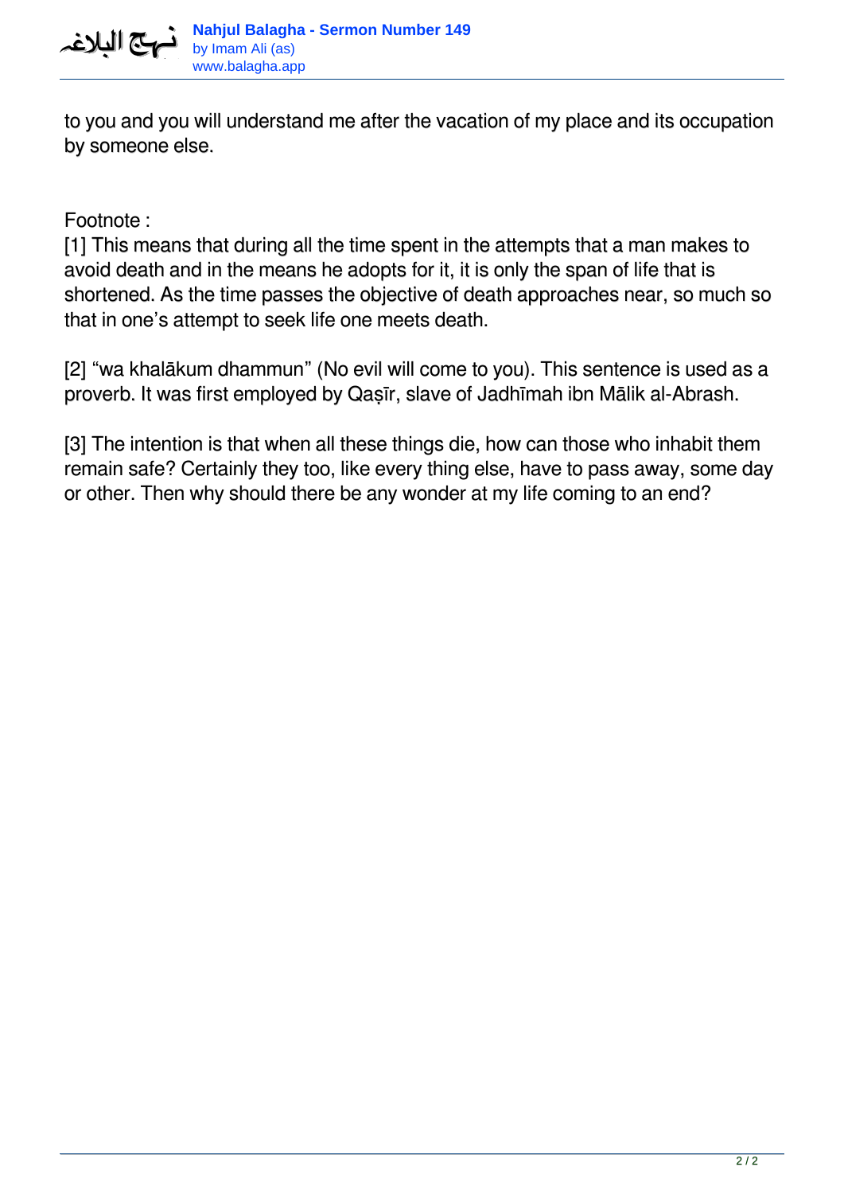to you and you will understand me after the vacation of my place and its occupation by someone else.

Footnote :

[1] This means that during all the time spent in the attempts that a man makes to avoid death and in the means he adopts for it, it is only the span of life that is shortened. As the time passes the objective of death approaches near, so much so that in one's attempt to seek life one meets death.

[2] “wa khalākum dhammun” (No evil will come to you). This sentence is used as a proverb. It was first employed by Qaṣīr, slave of Jadhīmah ibn Mālik al-Abrash.

[3] The intention is that when all these things die, how can those who inhabit them remain safe? Certainly they too, like every thing else, have to pass away, some day or other. Then why should there be any wonder at my life coming to an end?